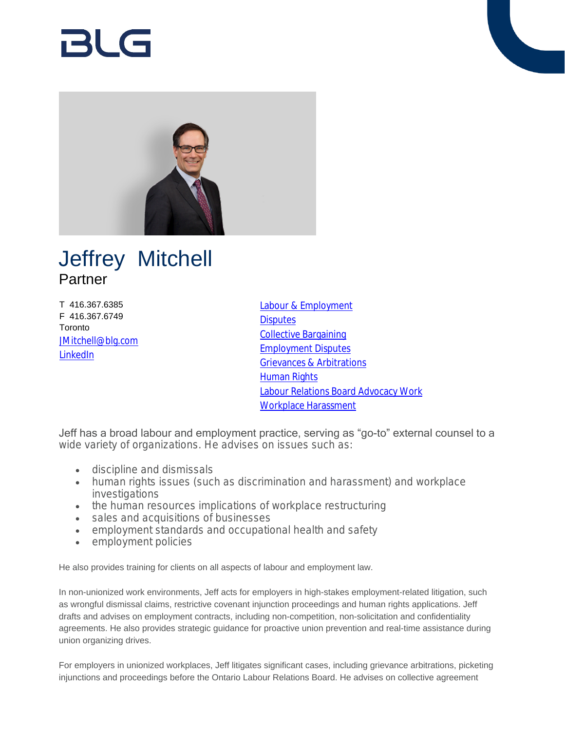# Jeffrey Mitchell

## Partner

T 416.367.6385
F 416.367.6749
Toronto
JMitchell@blg.com
LinkedIn

Labour & Employment
Disputes
Collective Bargaining
Employment Disputes
Grievances & Arbitrations
Human Rights
Labour Relations Board Advocacy Work
Workplace Harassment

Jeff has a broad labour and employment practice, serving as "go-to" external counsel to a wide variety of organizations. He advises on issues such as:

- discipline and dismissals
- human rights issues (such as discrimination and harassment) and workplace investigations
- the human resources implications of workplace restructuring
- sales and acquisitions of businesses
- employment standards and occupational health and safety
- employment policies

He also provides training for clients on all aspects of labour and employment law.

In non-unionized work environments, Jeff acts for employers in high-stakes employment-related litigation, such as wrongful dismissal claims, restrictive covenant injunction proceedings and human rights applications. Jeff drafts and advises on employment contracts, including non-competition, non-solicitation and confidentiality agreements. He also provides strategic guidance for proactive union prevention and real-time assistance during union organizing drives.

For employers in unionized workplaces, Jeff litigates significant cases, including grievance arbitrations, picketing injunctions and proceedings before the Ontario Labour Relations Board. He advises on collective agreement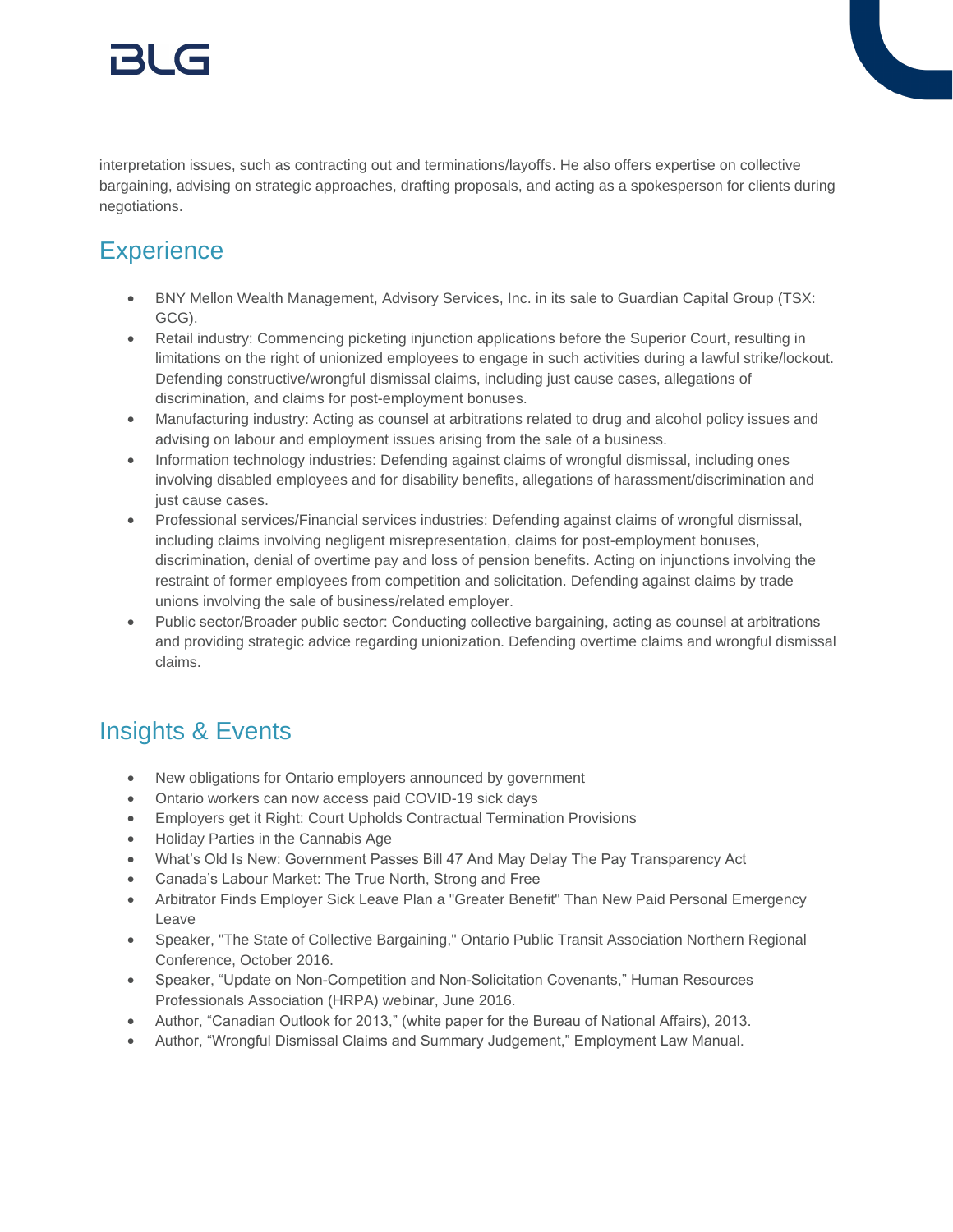interpretation issues, such as contracting out and terminations/layoffs. He also offers expertise on collective bargaining, advising on strategic approaches, drafting proposals, and acting as a spokesperson for clients during negotiations.

## Experience

- BNY Mellon Wealth Management, Advisory Services, Inc. in its sale to Guardian Capital Group (TSX: GCG).
- Retail industry: Commencing picketing injunction applications before the Superior Court, resulting in limitations on the right of unionized employees to engage in such activities during a lawful strike/lockout. Defending constructive/wrongful dismissal claims, including just cause cases, allegations of discrimination, and claims for post-employment bonuses.
- Manufacturing industry: Acting as counsel at arbitrations related to drug and alcohol policy issues and advising on labour and employment issues arising from the sale of a business.
- Information technology industries: Defending against claims of wrongful dismissal, including ones involving disabled employees and for disability benefits, allegations of harassment/discrimination and just cause cases.
- Professional services/Financial services industries: Defending against claims of wrongful dismissal, including claims involving negligent misrepresentation, claims for post-employment bonuses, discrimination, denial of overtime pay and loss of pension benefits. Acting on injunctions involving the restraint of former employees from competition and solicitation. Defending against claims by trade unions involving the sale of business/related employer.
- Public sector/Broader public sector: Conducting collective bargaining, acting as counsel at arbitrations and providing strategic advice regarding unionization. Defending overtime claims and wrongful dismissal claims.

## Insights & Events

- New obligations for Ontario employers announced by government
- Ontario workers can now access paid COVID-19 sick days
- Employers get it Right: Court Upholds Contractual Termination Provisions
- Holiday Parties in the Cannabis Age
- What's Old Is New: Government Passes Bill 47 And May Delay The Pay Transparency Act
- Canada's Labour Market: The True North, Strong and Free
- Arbitrator Finds Employer Sick Leave Plan a "Greater Benefit" Than New Paid Personal Emergency Leave
- Speaker, "The State of Collective Bargaining," Ontario Public Transit Association Northern Regional Conference, October 2016.
- Speaker, "Update on Non-Competition and Non-Solicitation Covenants," Human Resources Professionals Association (HRPA) webinar, June 2016.
- Author, "Canadian Outlook for 2013," (white paper for the Bureau of National Affairs), 2013.
- Author, "Wrongful Dismissal Claims and Summary Judgement," Employment Law Manual.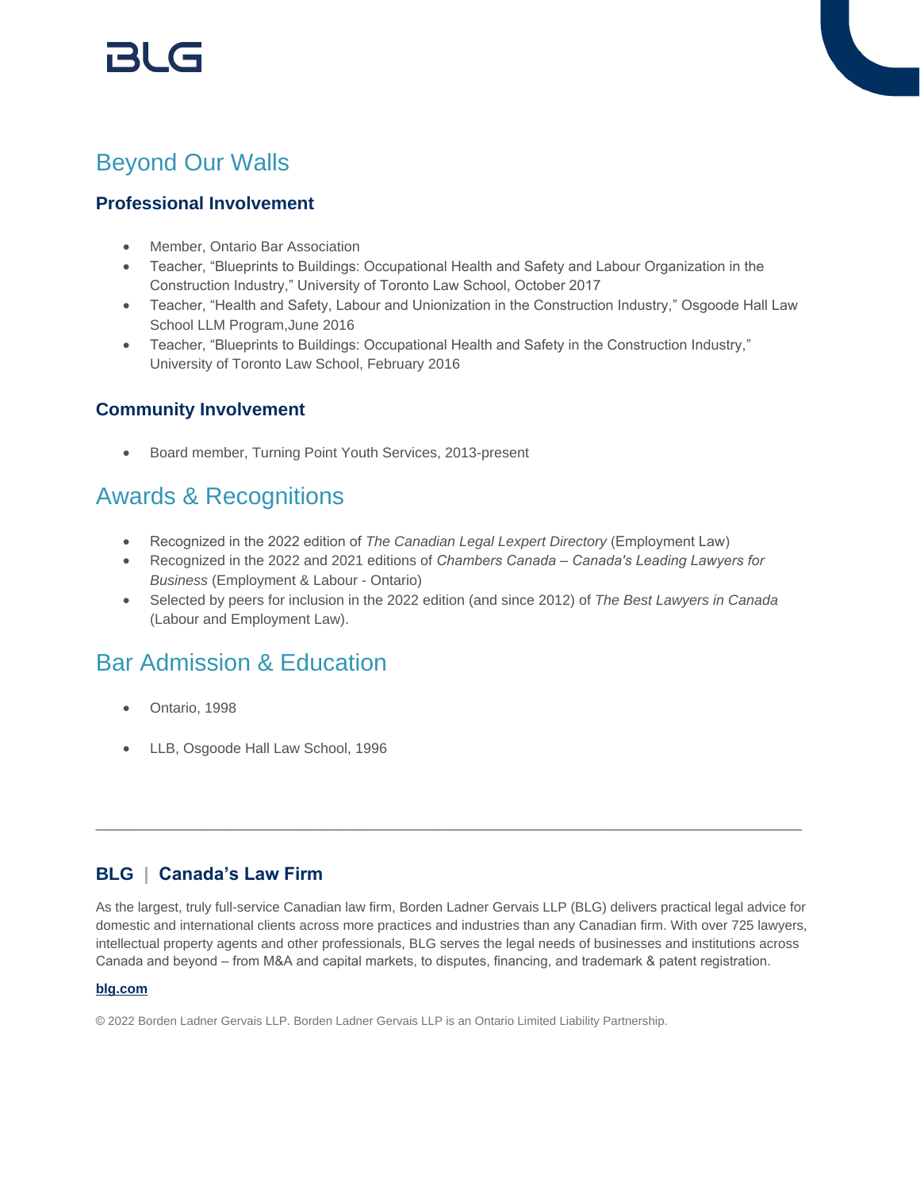## Beyond Our Walls

### Professional Involvement

- Member, Ontario Bar Association
- Teacher, "Blueprints to Buildings: Occupational Health and Safety and Labour Organization in the Construction Industry," University of Toronto Law School, October 2017
- Teacher, "Health and Safety, Labour and Unionization in the Construction Industry," Osgoode Hall Law School LLM Program,June 2016
- Teacher, "Blueprints to Buildings: Occupational Health and Safety in the Construction Industry," University of Toronto Law School, February 2016

### Community Involvement

- Board member, Turning Point Youth Services, 2013-present

## Awards & Recognitions

- Recognized in the 2022 edition of *The Canadian Legal Lexpert Directory* (Employment Law)
- Recognized in the 2022 and 2021 editions of *Chambers Canada – Canada's Leading Lawyers for Business* (Employment & Labour - Ontario)
- Selected by peers for inclusion in the 2022 edition (and since 2012) of *The Best Lawyers in Canada* (Labour and Employment Law).

## Bar Admission & Education

- Ontario, 1998
- LLB, Osgoode Hall Law School, 1996

---

### BLG | Canada's Law Firm

As the largest, truly full-service Canadian law firm, Borden Ladner Gervais LLP (BLG) delivers practical legal advice for domestic and international clients across more practices and industries than any Canadian firm. With over 725 lawyers, intellectual property agents and other professionals, BLG serves the legal needs of businesses and institutions across Canada and beyond – from M&A and capital markets, to disputes, financing, and trademark & patent registration.

**blg.com**

© 2022 Borden Ladner Gervais LLP. Borden Ladner Gervais LLP is an Ontario Limited Liability Partnership.